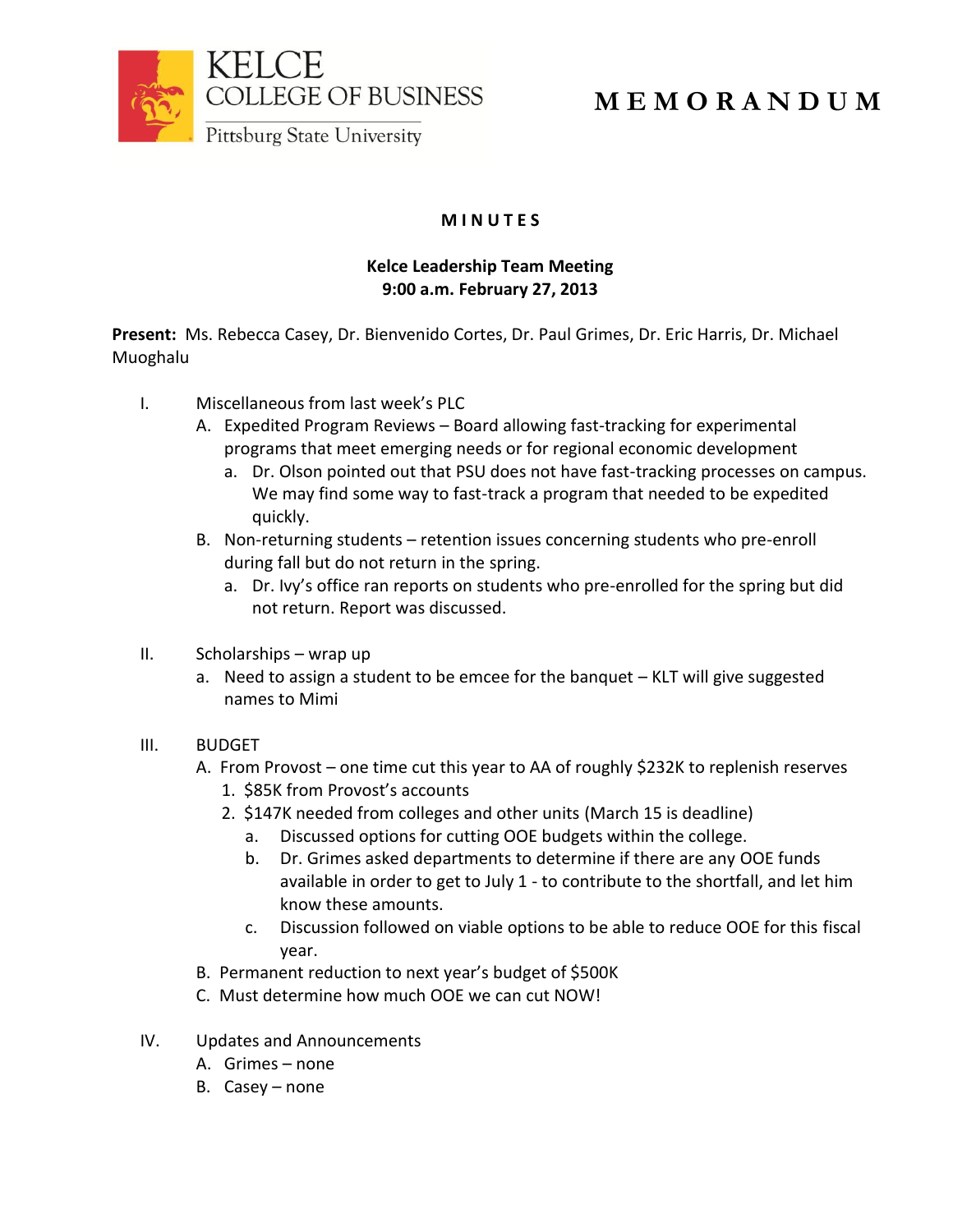KELCE COLLEGE OF BUSINESS
Pittsburg State University

# M E M O R A N D U M

**M I N U T E S**

**Kelce Leadership Team Meeting**
**9:00 a.m. February 27, 2013**

**Present:** Ms. Rebecca Casey, Dr. Bienvenido Cortes, Dr. Paul Grimes, Dr. Eric Harris, Dr. Michael Muoghalu

I. Miscellaneous from last week's PLC
   - A. Expedited Program Reviews – Board allowing fast-tracking for experimental programs that meet emerging needs or for regional economic development
     - a. Dr. Olson pointed out that PSU does not have fast-tracking processes on campus. We may find some way to fast-track a program that needed to be expedited quickly.
   - B. Non-returning students – retention issues concerning students who pre-enroll during fall but do not return in the spring.
     - a. Dr. Ivy's office ran reports on students who pre-enrolled for the spring but did not return. Report was discussed.

II. Scholarships – wrap up
   - a. Need to assign a student to be emcee for the banquet – KLT will give suggested names to Mimi

III. BUDGET
   - A. From Provost – one time cut this year to AA of roughly $232K to replenish reserves
     1. $85K from Provost's accounts
     2. $147K needed from colleges and other units (March 15 is deadline)
        - a. Discussed options for cutting OOE budgets within the college.
        - b. Dr. Grimes asked departments to determine if there are any OOE funds available in order to get to July 1 - to contribute to the shortfall, and let him know these amounts.
        - c. Discussion followed on viable options to be able to reduce OOE for this fiscal year.
   - B. Permanent reduction to next year's budget of $500K
   - C. Must determine how much OOE we can cut NOW!

IV. Updates and Announcements
   - A. Grimes – none
   - B. Casey – none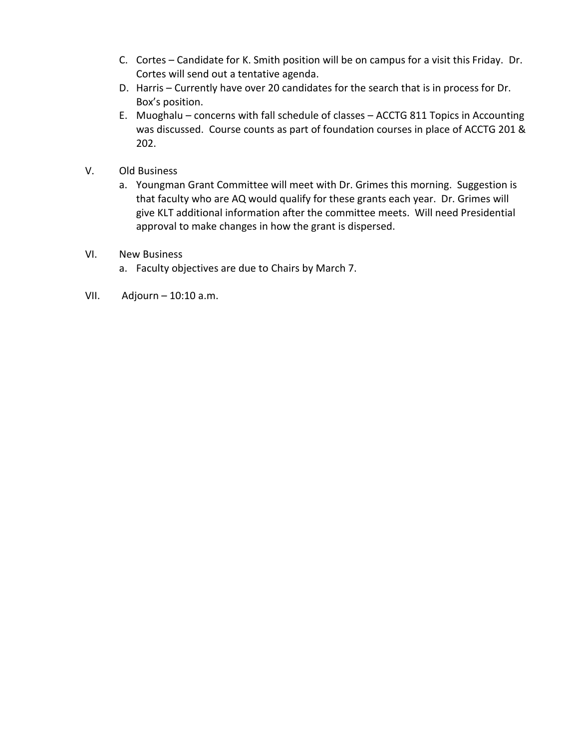C. Cortes – Candidate for K. Smith position will be on campus for a visit this Friday. Dr. Cortes will send out a tentative agenda.

D. Harris – Currently have over 20 candidates for the search that is in process for Dr. Box's position.

E. Muoghalu – concerns with fall schedule of classes – ACCTG 811 Topics in Accounting was discussed. Course counts as part of foundation courses in place of ACCTG 201 & 202.

V. Old Business

a. Youngman Grant Committee will meet with Dr. Grimes this morning. Suggestion is that faculty who are AQ would qualify for these grants each year. Dr. Grimes will give KLT additional information after the committee meets. Will need Presidential approval to make changes in how the grant is dispersed.

VI. New Business

a. Faculty objectives are due to Chairs by March 7.

VII. Adjourn – 10:10 a.m.